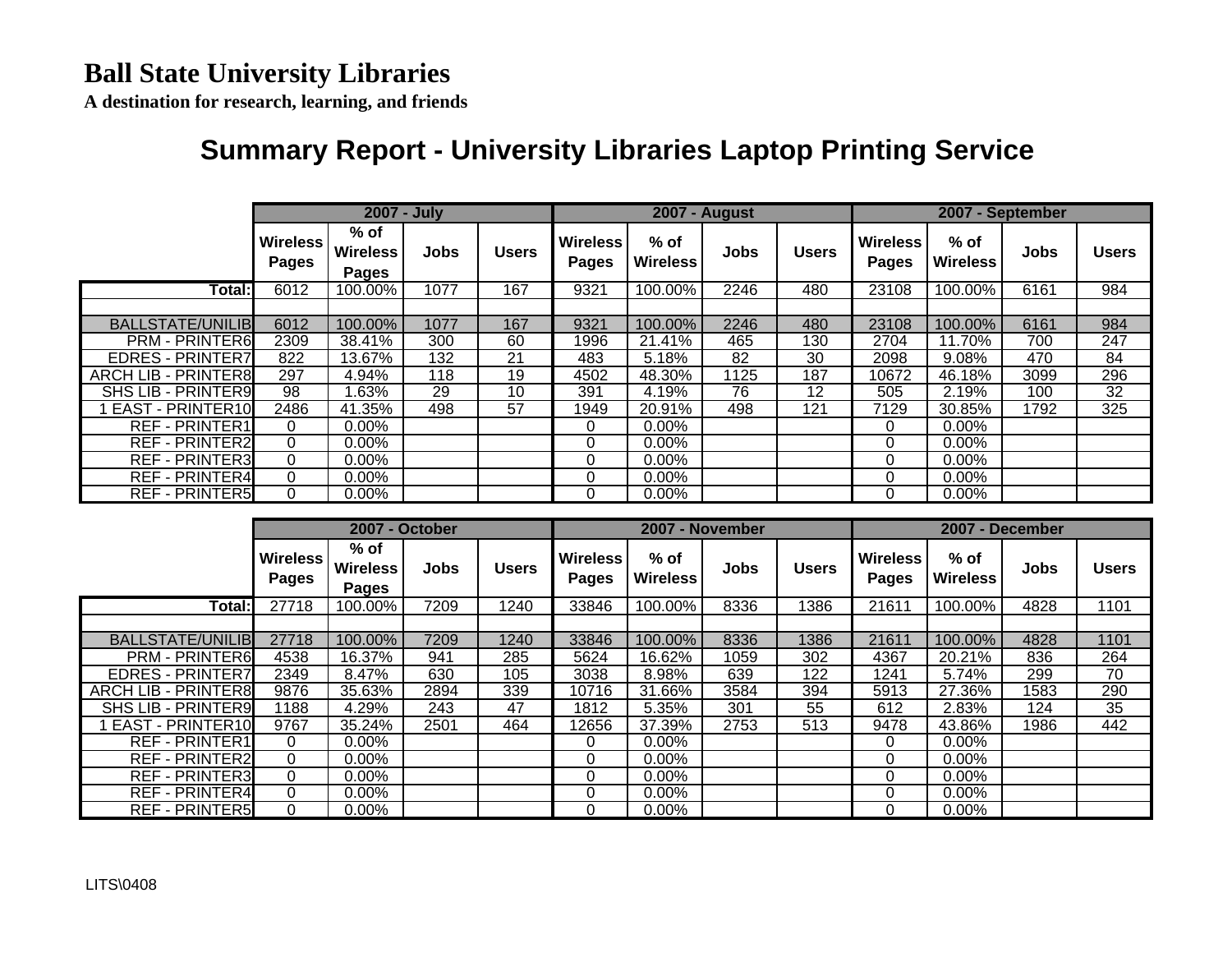# Ball State University Libraries

**A destination for research, learning, and friends**

## Summary Report - University Libraries Laptop Printing Service

| | 2007 - July | | | | 2007 - August | | | | 2007 - September | | | |
|---|---|---|---|---|---|---|---|---|---|---|---|---|
| | Wireless Pages | % of Wireless Pages | Jobs | Users | Wireless Pages | % of Wireless | Jobs | Users | Wireless Pages | % of Wireless | Jobs | Users |
| **Total:** | 6012 | 100.00% | 1077 | 167 | 9321 | 100.00% | 2246 | 480 | 23108 | 100.00% | 6161 | 984 |
| | | | | | | | | | | | | |
| BALLSTATE/UNILIB | 6012 | 100.00% | 1077 | 167 | 9321 | 100.00% | 2246 | 480 | 23108 | 100.00% | 6161 | 984 |
| PRM - PRINTER6 | 2309 | 38.41% | 300 | 60 | 1996 | 21.41% | 465 | 130 | 2704 | 11.70% | 700 | 247 |
| EDRES - PRINTER7 | 822 | 13.67% | 132 | 21 | 483 | 5.18% | 82 | 30 | 2098 | 9.08% | 470 | 84 |
| ARCH LIB - PRINTER8 | 297 | 4.94% | 118 | 19 | 4502 | 48.30% | 1125 | 187 | 10672 | 46.18% | 3099 | 296 |
| SHS LIB - PRINTER9 | 98 | 1.63% | 29 | 10 | 391 | 4.19% | 76 | 12 | 505 | 2.19% | 100 | 32 |
| 1 EAST - PRINTER10 | 2486 | 41.35% | 498 | 57 | 1949 | 20.91% | 498 | 121 | 7129 | 30.85% | 1792 | 325 |
| REF - PRINTER1 | 0 | 0.00% | | | 0 | 0.00% | | | 0 | 0.00% | | |
| REF - PRINTER2 | 0 | 0.00% | | | 0 | 0.00% | | | 0 | 0.00% | | |
| REF - PRINTER3 | 0 | 0.00% | | | 0 | 0.00% | | | 0 | 0.00% | | |
| REF - PRINTER4 | 0 | 0.00% | | | 0 | 0.00% | | | 0 | 0.00% | | |
| REF - PRINTER5 | 0 | 0.00% | | | 0 | 0.00% | | | 0 | 0.00% | | |

| | 2007 - October | | | | 2007 - November | | | | 2007 - December | | | |
|---|---|---|---|---|---|---|---|---|---|---|---|---|
| | Wireless Pages | % of Wireless Pages | Jobs | Users | Wireless Pages | % of Wireless | Jobs | Users | Wireless Pages | % of Wireless | Jobs | Users |
| **Total:** | 27718 | 100.00% | 7209 | 1240 | 33846 | 100.00% | 8336 | 1386 | 21611 | 100.00% | 4828 | 1101 |
| | | | | | | | | | | | | |
| BALLSTATE/UNILIB | 27718 | 100.00% | 7209 | 1240 | 33846 | 100.00% | 8336 | 1386 | 21611 | 100.00% | 4828 | 1101 |
| PRM - PRINTER6 | 4538 | 16.37% | 941 | 285 | 5624 | 16.62% | 1059 | 302 | 4367 | 20.21% | 836 | 264 |
| EDRES - PRINTER7 | 2349 | 8.47% | 630 | 105 | 3038 | 8.98% | 639 | 122 | 1241 | 5.74% | 299 | 70 |
| ARCH LIB - PRINTER8 | 9876 | 35.63% | 2894 | 339 | 10716 | 31.66% | 3584 | 394 | 5913 | 27.36% | 1583 | 290 |
| SHS LIB - PRINTER9 | 1188 | 4.29% | 243 | 47 | 1812 | 5.35% | 301 | 55 | 612 | 2.83% | 124 | 35 |
| 1 EAST - PRINTER10 | 9767 | 35.24% | 2501 | 464 | 12656 | 37.39% | 2753 | 513 | 9478 | 43.86% | 1986 | 442 |
| REF - PRINTER1 | 0 | 0.00% | | | 0 | 0.00% | | | 0 | 0.00% | | |
| REF - PRINTER2 | 0 | 0.00% | | | 0 | 0.00% | | | 0 | 0.00% | | |
| REF - PRINTER3 | 0 | 0.00% | | | 0 | 0.00% | | | 0 | 0.00% | | |
| REF - PRINTER4 | 0 | 0.00% | | | 0 | 0.00% | | | 0 | 0.00% | | |
| REF - PRINTER5 | 0 | 0.00% | | | 0 | 0.00% | | | 0 | 0.00% | | |

LITS\0408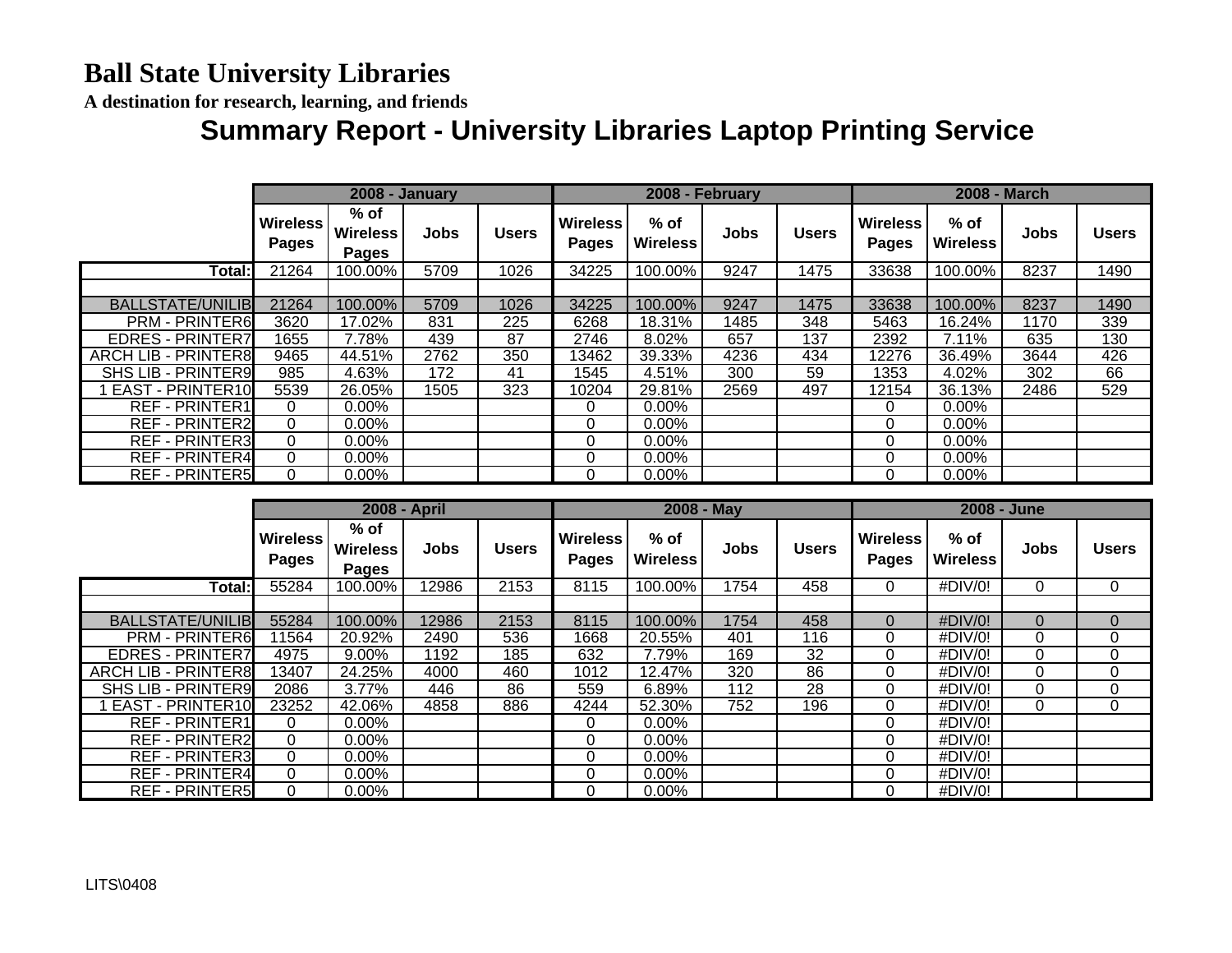# Ball State University Libraries

**A destination for research, learning, and friends**

## Summary Report - University Libraries Laptop Printing Service

| | 2008 - January | | | | 2008 - February | | | | 2008 - March | | | |
|---|---|---|---|---|---|---|---|---|---|---|---|---|
| | Wireless Pages | % of Wireless Pages | Jobs | Users | Wireless Pages | % of Wireless | Jobs | Users | Wireless Pages | % of Wireless | Jobs | Users |
| **Total:** | 21264 | 100.00% | 5709 | 1026 | 34225 | 100.00% | 9247 | 1475 | 33638 | 100.00% | 8237 | 1490 |
| | | | | | | | | | | | | |
| BALLSTATE/UNILIB | 21264 | 100.00% | 5709 | 1026 | 34225 | 100.00% | 9247 | 1475 | 33638 | 100.00% | 8237 | 1490 |
| PRM - PRINTER6 | 3620 | 17.02% | 831 | 225 | 6268 | 18.31% | 1485 | 348 | 5463 | 16.24% | 1170 | 339 |
| EDRES - PRINTER7 | 1655 | 7.78% | 439 | 87 | 2746 | 8.02% | 657 | 137 | 2392 | 7.11% | 635 | 130 |
| ARCH LIB - PRINTER8 | 9465 | 44.51% | 2762 | 350 | 13462 | 39.33% | 4236 | 434 | 12276 | 36.49% | 3644 | 426 |
| SHS LIB - PRINTER9 | 985 | 4.63% | 172 | 41 | 1545 | 4.51% | 300 | 59 | 1353 | 4.02% | 302 | 66 |
| 1 EAST - PRINTER10 | 5539 | 26.05% | 1505 | 323 | 10204 | 29.81% | 2569 | 497 | 12154 | 36.13% | 2486 | 529 |
| REF - PRINTER1 | 0 | 0.00% | | | 0 | 0.00% | | | 0 | 0.00% | | |
| REF - PRINTER2 | 0 | 0.00% | | | 0 | 0.00% | | | 0 | 0.00% | | |
| REF - PRINTER3 | 0 | 0.00% | | | 0 | 0.00% | | | 0 | 0.00% | | |
| REF - PRINTER4 | 0 | 0.00% | | | 0 | 0.00% | | | 0 | 0.00% | | |
| REF - PRINTER5 | 0 | 0.00% | | | 0 | 0.00% | | | 0 | 0.00% | | |

| | 2008 - April | | | | 2008 - May | | | | 2008 - June | | | |
|---|---|---|---|---|---|---|---|---|---|---|---|---|
| | Wireless Pages | % of Wireless Pages | Jobs | Users | Wireless Pages | % of Wireless | Jobs | Users | Wireless Pages | % of Wireless | Jobs | Users |
| **Total:** | 55284 | 100.00% | 12986 | 2153 | 8115 | 100.00% | 1754 | 458 | 0 | #DIV/0! | 0 | 0 |
| | | | | | | | | | | | | |
| BALLSTATE/UNILIB | 55284 | 100.00% | 12986 | 2153 | 8115 | 100.00% | 1754 | 458 | 0 | #DIV/0! | 0 | 0 |
| PRM - PRINTER6 | 11564 | 20.92% | 2490 | 536 | 1668 | 20.55% | 401 | 116 | 0 | #DIV/0! | 0 | 0 |
| EDRES - PRINTER7 | 4975 | 9.00% | 1192 | 185 | 632 | 7.79% | 169 | 32 | 0 | #DIV/0! | 0 | 0 |
| ARCH LIB - PRINTER8 | 13407 | 24.25% | 4000 | 460 | 1012 | 12.47% | 320 | 86 | 0 | #DIV/0! | 0 | 0 |
| SHS LIB - PRINTER9 | 2086 | 3.77% | 446 | 86 | 559 | 6.89% | 112 | 28 | 0 | #DIV/0! | 0 | 0 |
| 1 EAST - PRINTER10 | 23252 | 42.06% | 4858 | 886 | 4244 | 52.30% | 752 | 196 | 0 | #DIV/0! | 0 | 0 |
| REF - PRINTER1 | 0 | 0.00% | | | 0 | 0.00% | | | 0 | #DIV/0! | | |
| REF - PRINTER2 | 0 | 0.00% | | | 0 | 0.00% | | | 0 | #DIV/0! | | |
| REF - PRINTER3 | 0 | 0.00% | | | 0 | 0.00% | | | 0 | #DIV/0! | | |
| REF - PRINTER4 | 0 | 0.00% | | | 0 | 0.00% | | | 0 | #DIV/0! | | |
| REF - PRINTER5 | 0 | 0.00% | | | 0 | 0.00% | | | 0 | #DIV/0! | | |

LITS\0408